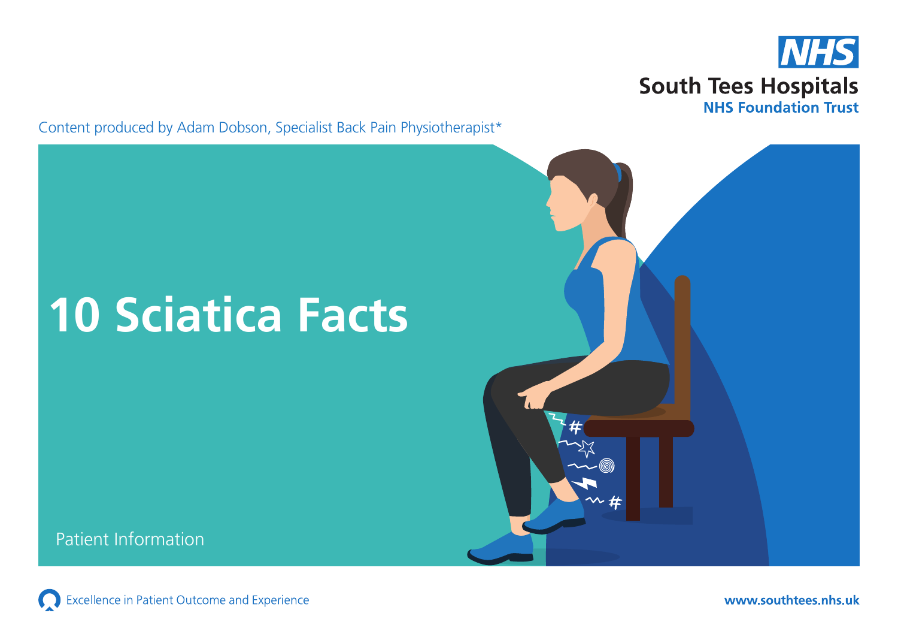NHS

South Tees Hospitals
NHS Foundation Trust

Content produced by Adam Dobson, Specialist Back Pain Physiotherapist*

# 10 Sciatica Facts

Patient Information

Excellence in Patient Outcome and Experience

www.southtees.nhs.uk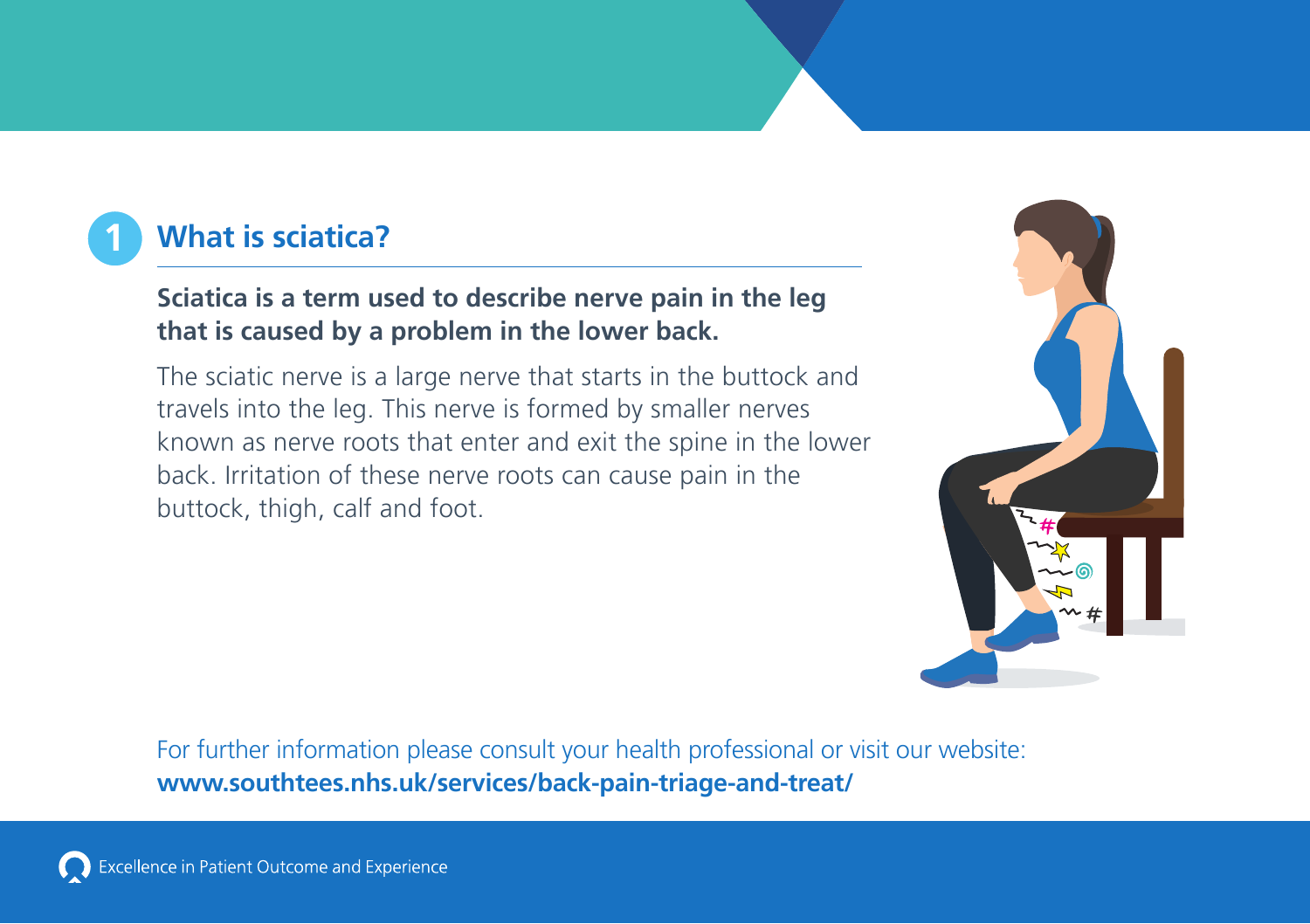## 1 What is sciatica?

**Sciatica is a term used to describe nerve pain in the leg that is caused by a problem in the lower back.**

The sciatic nerve is a large nerve that starts in the buttock and travels into the leg. This nerve is formed by smaller nerves known as nerve roots that enter and exit the spine in the lower back. Irritation of these nerve roots can cause pain in the buttock, thigh, calf and foot.

For further information please consult your health professional or visit our website:
**www.southtees.nhs.uk/services/back-pain-triage-and-treat/**

Excellence in Patient Outcome and Experience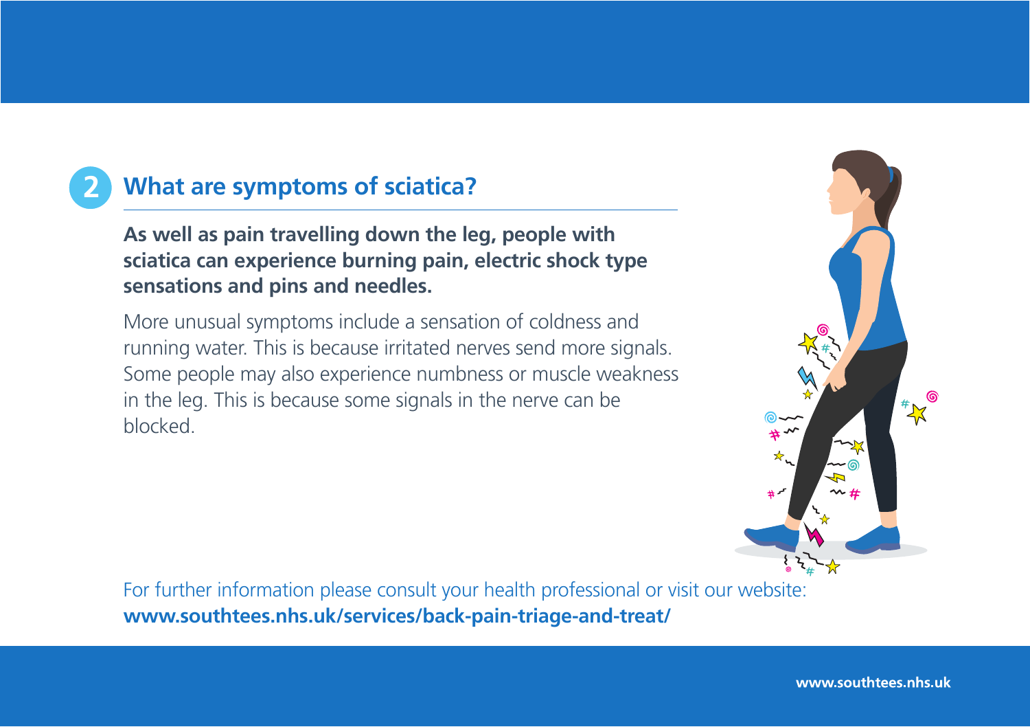## 2 What are symptoms of sciatica?

**As well as pain travelling down the leg, people with sciatica can experience burning pain, electric shock type sensations and pins and needles.**

More unusual symptoms include a sensation of coldness and running water. This is because irritated nerves send more signals. Some people may also experience numbness or muscle weakness in the leg. This is because some signals in the nerve can be blocked.

For further information please consult your health professional or visit our website:
**www.southtees.nhs.uk/services/back-pain-triage-and-treat/**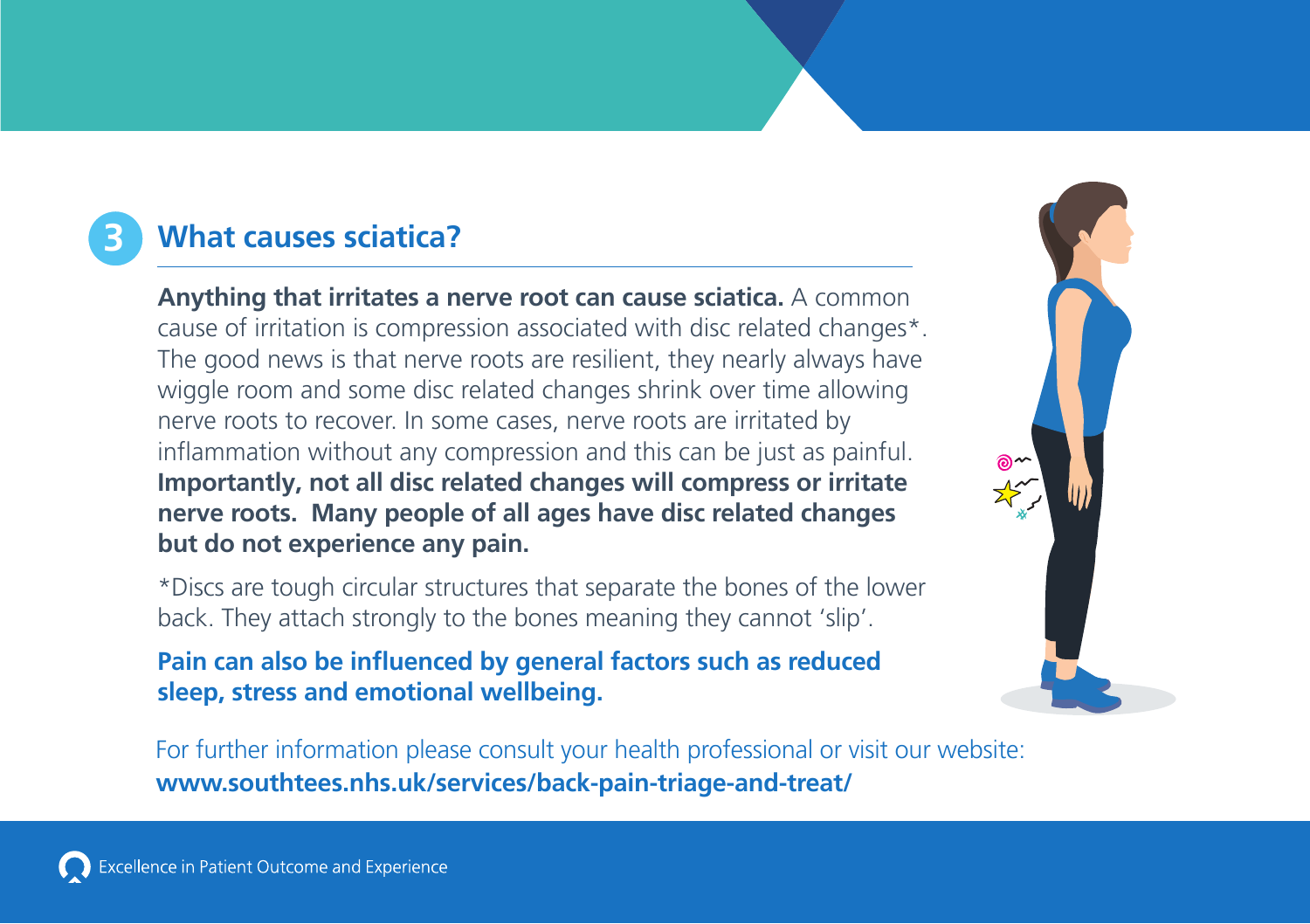## 3 What causes sciatica?

**Anything that irritates a nerve root can cause sciatica.** A common cause of irritation is compression associated with disc related changes*. The good news is that nerve roots are resilient, they nearly always have wiggle room and some disc related changes shrink over time allowing nerve roots to recover. In some cases, nerve roots are irritated by inflammation without any compression and this can be just as painful. **Importantly, not all disc related changes will compress or irritate nerve roots. Many people of all ages have disc related changes but do not experience any pain.**

*Discs are tough circular structures that separate the bones of the lower back. They attach strongly to the bones meaning they cannot 'slip'.

**Pain can also be influenced by general factors such as reduced sleep, stress and emotional wellbeing.**

For further information please consult your health professional or visit our website:
**www.southtees.nhs.uk/services/back-pain-triage-and-treat/**

Excellence in Patient Outcome and Experience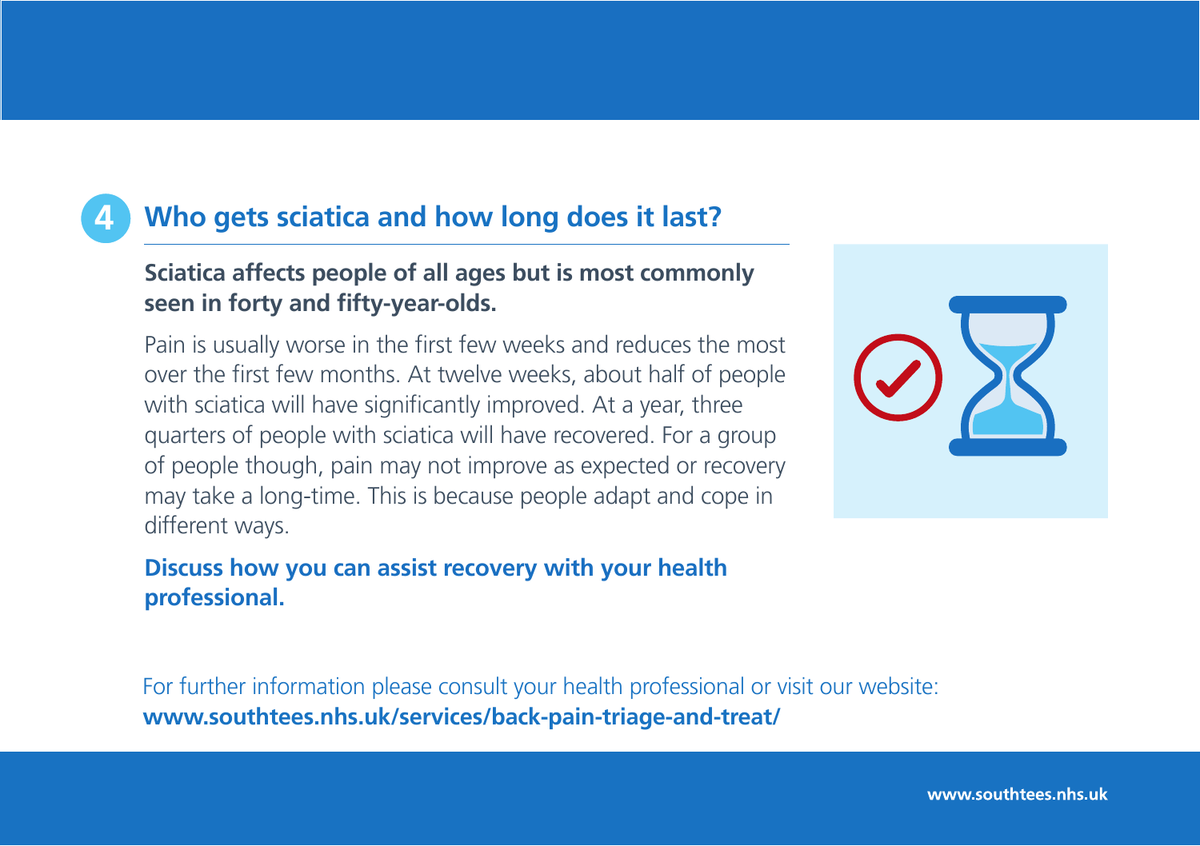## 4 Who gets sciatica and how long does it last?

**Sciatica affects people of all ages but is most commonly seen in forty and fifty-year-olds.**

Pain is usually worse in the first few weeks and reduces the most over the first few months. At twelve weeks, about half of people with sciatica will have significantly improved. At a year, three quarters of people with sciatica will have recovered. For a group of people though, pain may not improve as expected or recovery may take a long-time. This is because people adapt and cope in different ways.

**Discuss how you can assist recovery with your health professional.**

For further information please consult your health professional or visit our website:
**www.southtees.nhs.uk/services/back-pain-triage-and-treat/**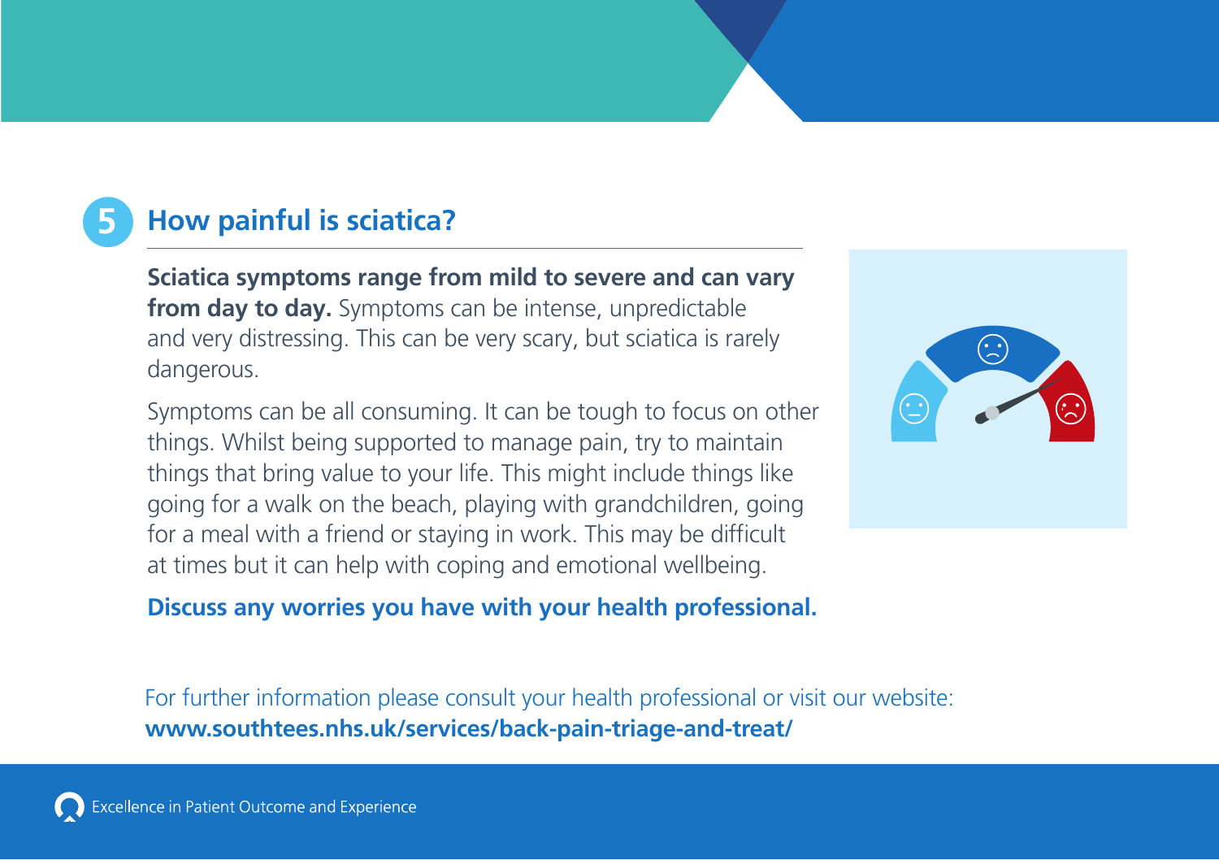## 5 How painful is sciatica?

**Sciatica symptoms range from mild to severe and can vary from day to day.** Symptoms can be intense, unpredictable and very distressing. This can be very scary, but sciatica is rarely dangerous.

Symptoms can be all consuming. It can be tough to focus on other things. Whilst being supported to manage pain, try to maintain things that bring value to your life. This might include things like going for a walk on the beach, playing with grandchildren, going for a meal with a friend or staying in work. This may be difficult at times but it can help with coping and emotional wellbeing.

**Discuss any worries you have with your health professional.**

For further information please consult your health professional or visit our website:
**www.southtees.nhs.uk/services/back-pain-triage-and-treat/**

Excellence in Patient Outcome and Experience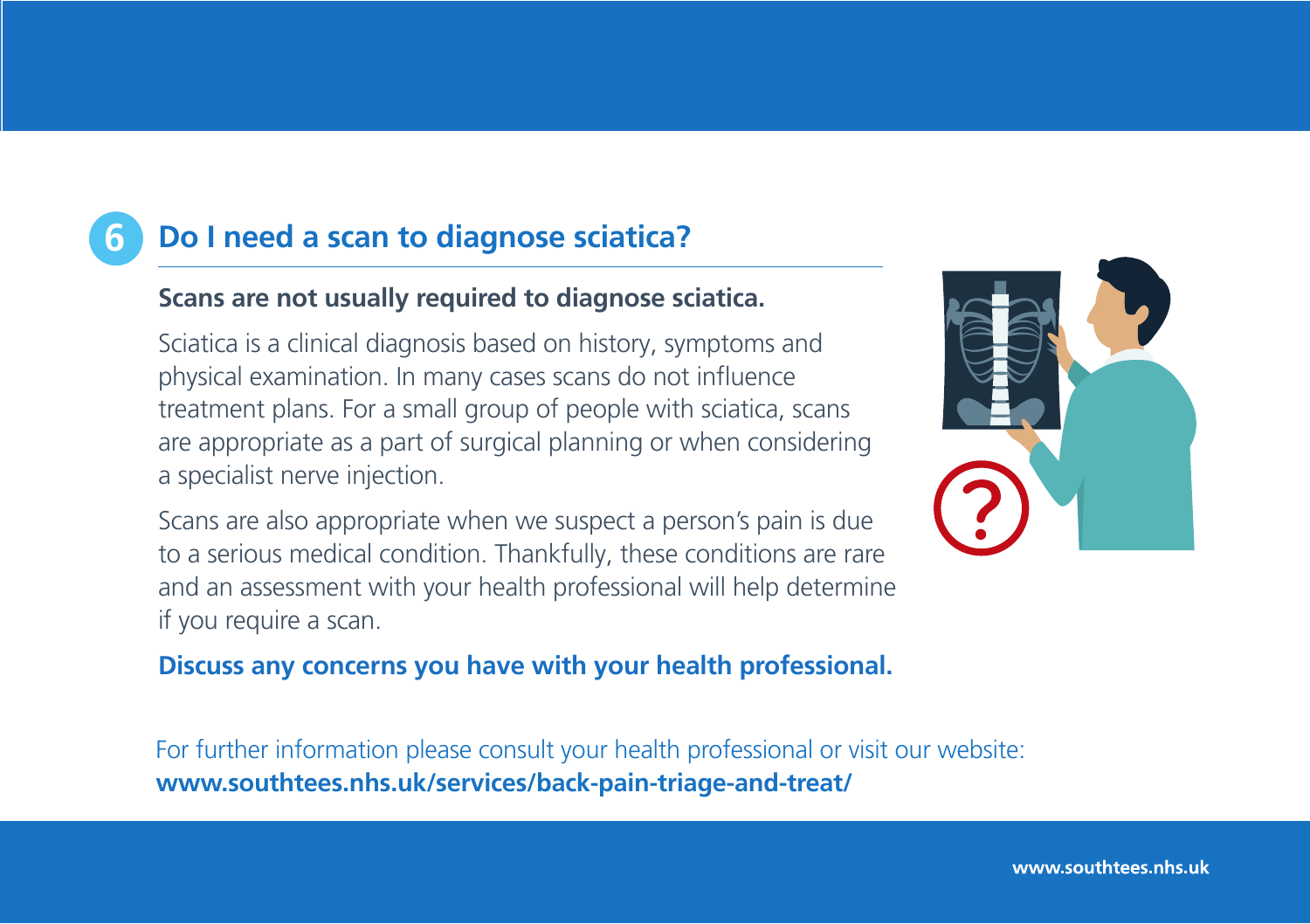## 6 Do I need a scan to diagnose sciatica?

**Scans are not usually required to diagnose sciatica.**

Sciatica is a clinical diagnosis based on history, symptoms and physical examination. In many cases scans do not influence treatment plans. For a small group of people with sciatica, scans are appropriate as a part of surgical planning or when considering a specialist nerve injection.

Scans are also appropriate when we suspect a person's pain is due to a serious medical condition. Thankfully, these conditions are rare and an assessment with your health professional will help determine if you require a scan.

**Discuss any concerns you have with your health professional.**

For further information please consult your health professional or visit our website:
**www.southtees.nhs.uk/services/back-pain-triage-and-treat/**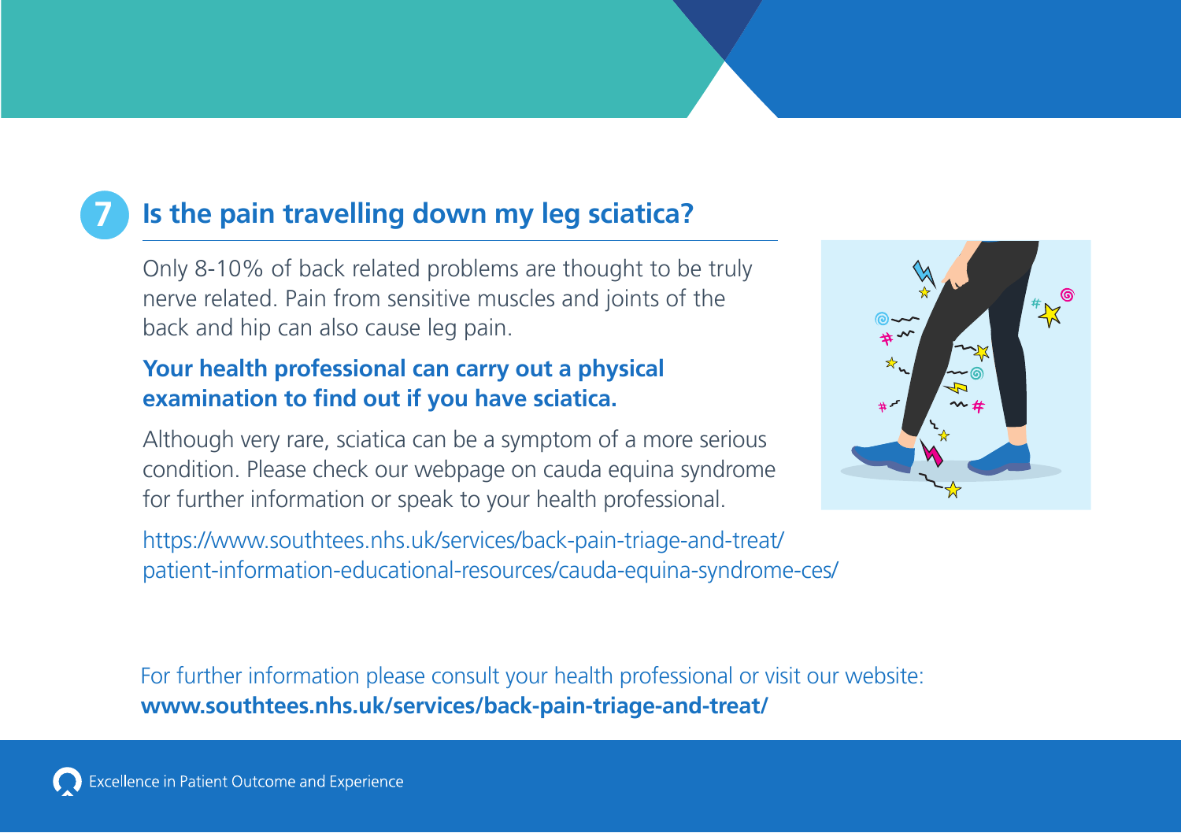## 7 Is the pain travelling down my leg sciatica?

Only 8-10% of back related problems are thought to be truly nerve related. Pain from sensitive muscles and joints of the back and hip can also cause leg pain.

**Your health professional can carry out a physical examination to find out if you have sciatica.**

Although very rare, sciatica can be a symptom of a more serious condition. Please check our webpage on cauda equina syndrome for further information or speak to your health professional.

https://www.southtees.nhs.uk/services/back-pain-triage-and-treat/patient-information-educational-resources/cauda-equina-syndrome-ces/

For further information please consult your health professional or visit our website:
**www.southtees.nhs.uk/services/back-pain-triage-and-treat/**

Excellence in Patient Outcome and Experience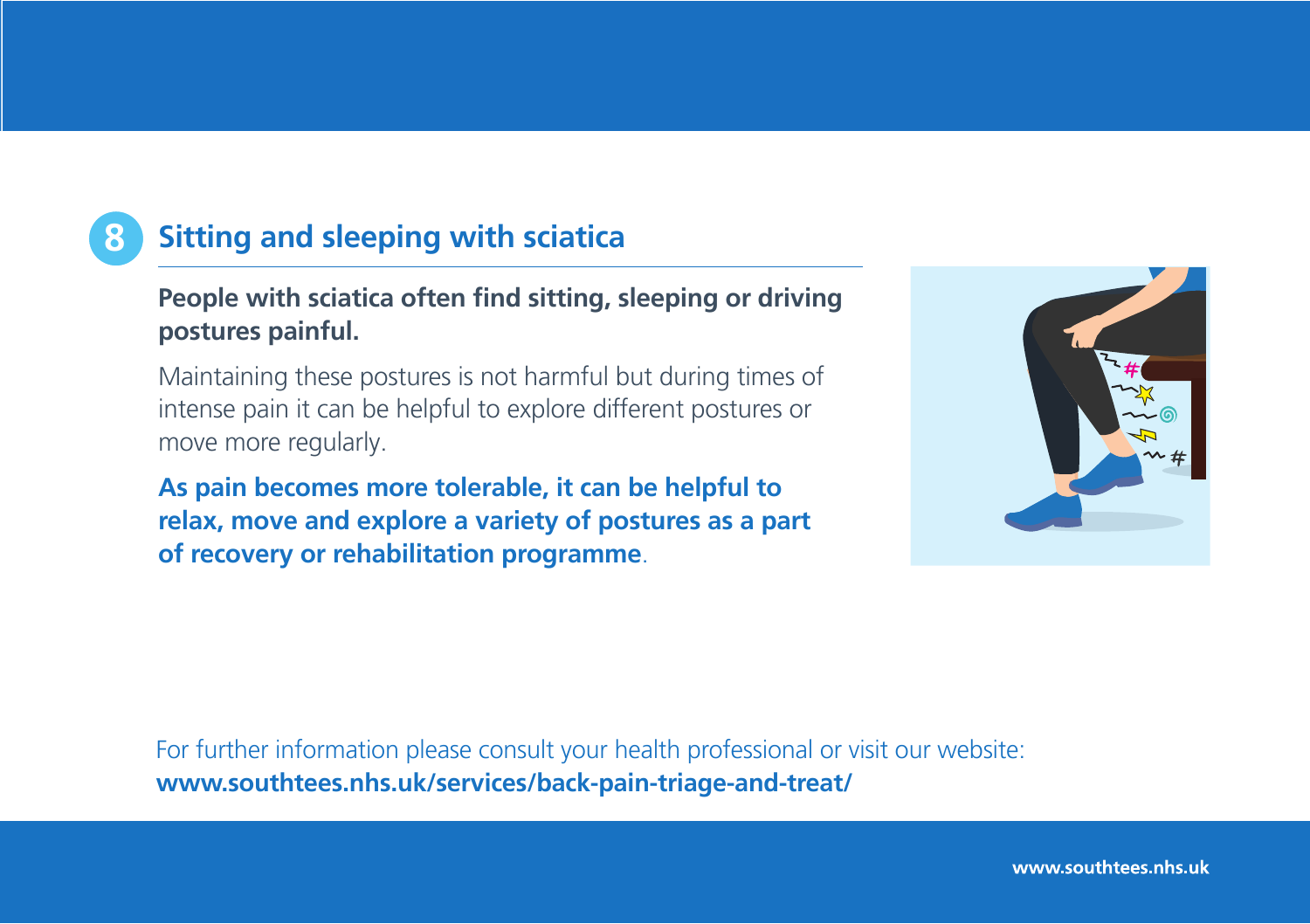## 8 Sitting and sleeping with sciatica

**People with sciatica often find sitting, sleeping or driving postures painful.**

Maintaining these postures is not harmful but during times of intense pain it can be helpful to explore different postures or move more regularly.

**As pain becomes more tolerable, it can be helpful to relax, move and explore a variety of postures as a part of recovery or rehabilitation programme**.

For further information please consult your health professional or visit our website:
**www.southtees.nhs.uk/services/back-pain-triage-and-treat/**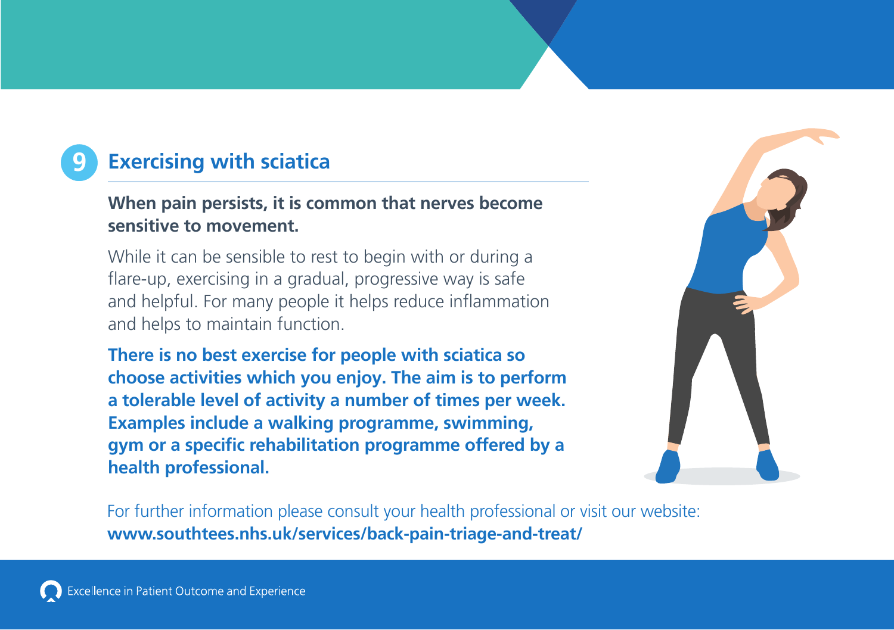## 9 Exercising with sciatica

**When pain persists, it is common that nerves become sensitive to movement.**

While it can be sensible to rest to begin with or during a flare-up, exercising in a gradual, progressive way is safe and helpful. For many people it helps reduce inflammation and helps to maintain function.

**There is no best exercise for people with sciatica so choose activities which you enjoy. The aim is to perform a tolerable level of activity a number of times per week. Examples include a walking programme, swimming, gym or a specific rehabilitation programme offered by a health professional.**

For further information please consult your health professional or visit our website:
**www.southtees.nhs.uk/services/back-pain-triage-and-treat/**

Excellence in Patient Outcome and Experience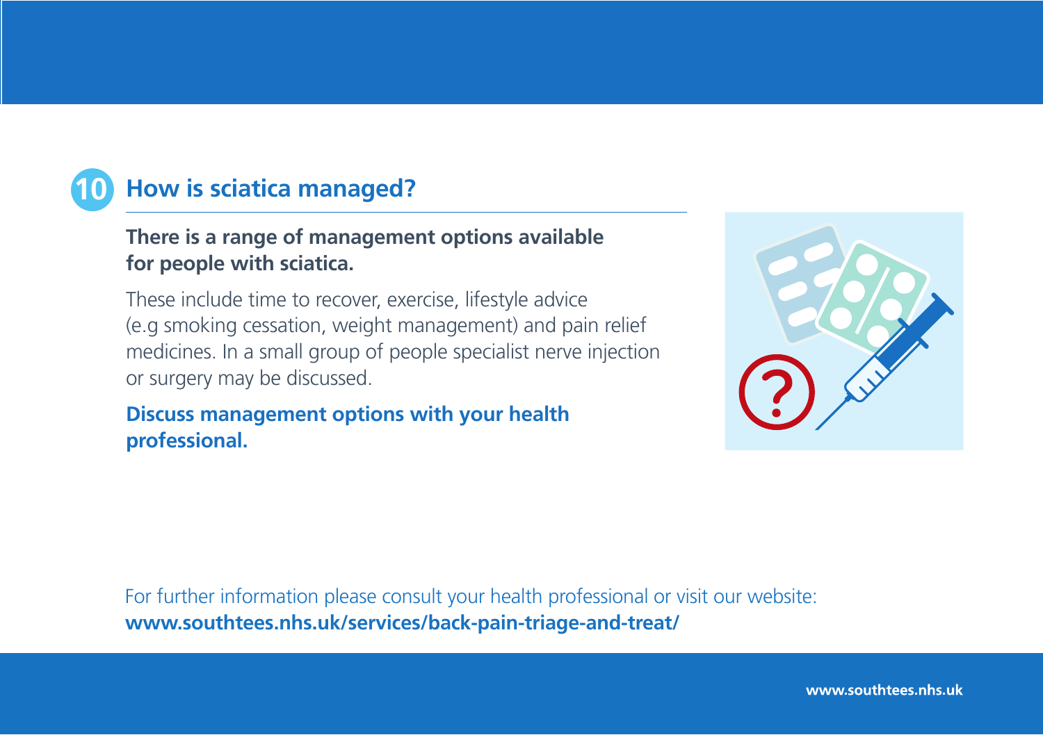## 10 How is sciatica managed?

**There is a range of management options available for people with sciatica.**

These include time to recover, exercise, lifestyle advice (e.g smoking cessation, weight management) and pain relief medicines. In a small group of people specialist nerve injection or surgery may be discussed.

**Discuss management options with your health professional.**

For further information please consult your health professional or visit our website:
**www.southtees.nhs.uk/services/back-pain-triage-and-treat/**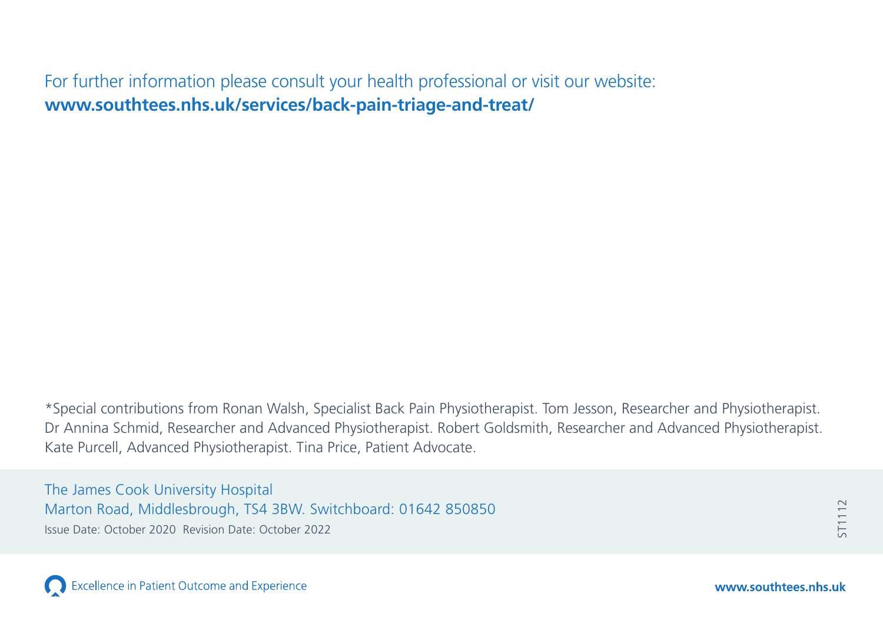For further information please consult your health professional or visit our website:
**www.southtees.nhs.uk/services/back-pain-triage-and-treat/**

*Special contributions from Ronan Walsh, Specialist Back Pain Physiotherapist. Tom Jesson, Researcher and Physiotherapist. Dr Annina Schmid, Researcher and Advanced Physiotherapist. Robert Goldsmith, Researcher and Advanced Physiotherapist. Kate Purcell, Advanced Physiotherapist. Tina Price, Patient Advocate.

The James Cook University Hospital
Marton Road, Middlesbrough, TS4 3BW. Switchboard: 01642 850850
Issue Date: October 2020 Revision Date: October 2022

ST1112

Excellence in Patient Outcome and Experience

**www.southtees.nhs.uk**